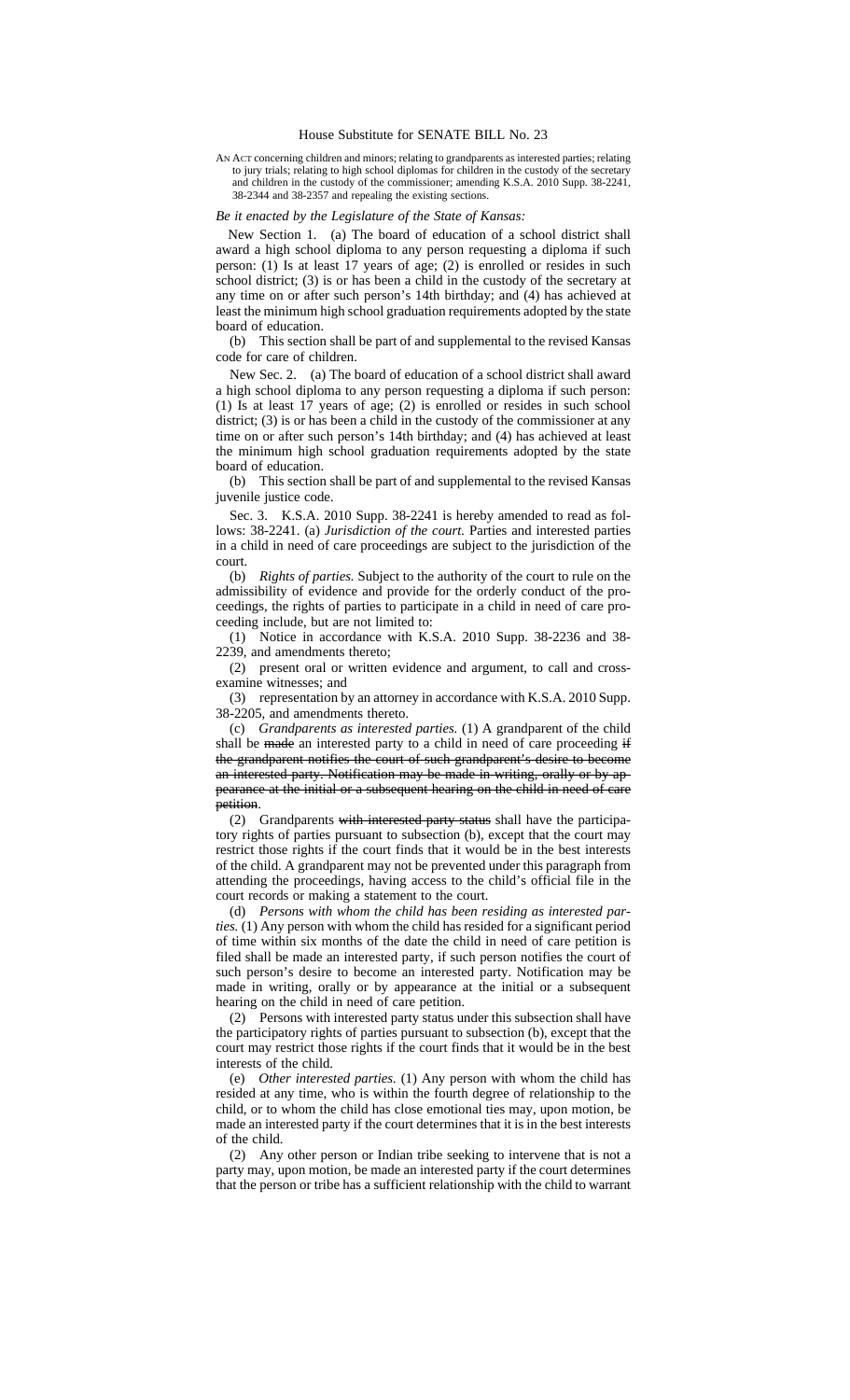# House Substitute for SENATE BILL No. 23

AN ACT concerning children and minors; relating to grandparents as interested parties; relating to jury trials; relating to high school diplomas for children in the custody of the secretary and children in the custody of the commissioner; amending K.S.A. 2010 Supp. 38-2241, 38-2344 and 38-2357 and repealing the existing sections.

*Be it enacted by the Legislature of the State of Kansas:*

New Section 1. (a) The board of education of a school district shall award a high school diploma to any person requesting a diploma if such person: (1) Is at least 17 years of age; (2) is enrolled or resides in such school district; (3) is or has been a child in the custody of the secretary at any time on or after such person's 14th birthday; and (4) has achieved at least the minimum high school graduation requirements adopted by the state board of education.

(b) This section shall be part of and supplemental to the revised Kansas code for care of children.

New Sec. 2. (a) The board of education of a school district shall award a high school diploma to any person requesting a diploma if such person: (1) Is at least 17 years of age; (2) is enrolled or resides in such school district; (3) is or has been a child in the custody of the commissioner at any time on or after such person's 14th birthday; and (4) has achieved at least the minimum high school graduation requirements adopted by the state board of education.

(b) This section shall be part of and supplemental to the revised Kansas juvenile justice code.

Sec. 3. K.S.A. 2010 Supp. 38-2241 is hereby amended to read as follows: 38-2241. (a) *Jurisdiction of the court.* Parties and interested parties in a child in need of care proceedings are subject to the jurisdiction of the court.

(b) *Rights of parties.* Subject to the authority of the court to rule on the admissibility of evidence and provide for the orderly conduct of the proceedings, the rights of parties to participate in a child in need of care proceeding include, but are not limited to:

(1) Notice in accordance with K.S.A. 2010 Supp. 38-2236 and 38-2239, and amendments thereto;

(2) present oral or written evidence and argument, to call and cross-examine witnesses; and

(3) representation by an attorney in accordance with K.S.A. 2010 Supp. 38-2205, and amendments thereto.

(c) *Grandparents as interested parties.* (1) A grandparent of the child shall be ~~made~~ an interested party to a child in need of care proceeding ~~if the grandparent notifies the court of such grandparent's desire to become an interested party. Notification may be made in writing, orally or by appearance at the initial or a subsequent hearing on the child in need of care petition~~.

(2) Grandparents ~~with interested party status~~ shall have the participatory rights of parties pursuant to subsection (b), except that the court may restrict those rights if the court finds that it would be in the best interests of the child. A grandparent may not be prevented under this paragraph from attending the proceedings, having access to the child's official file in the court records or making a statement to the court.

(d) *Persons with whom the child has been residing as interested parties.* (1) Any person with whom the child has resided for a significant period of time within six months of the date the child in need of care petition is filed shall be made an interested party, if such person notifies the court of such person's desire to become an interested party. Notification may be made in writing, orally or by appearance at the initial or a subsequent hearing on the child in need of care petition.

(2) Persons with interested party status under this subsection shall have the participatory rights of parties pursuant to subsection (b), except that the court may restrict those rights if the court finds that it would be in the best interests of the child.

(e) *Other interested parties.* (1) Any person with whom the child has resided at any time, who is within the fourth degree of relationship to the child, or to whom the child has close emotional ties may, upon motion, be made an interested party if the court determines that it is in the best interests of the child.

(2) Any other person or Indian tribe seeking to intervene that is not a party may, upon motion, be made an interested party if the court determines that the person or tribe has a sufficient relationship with the child to warrant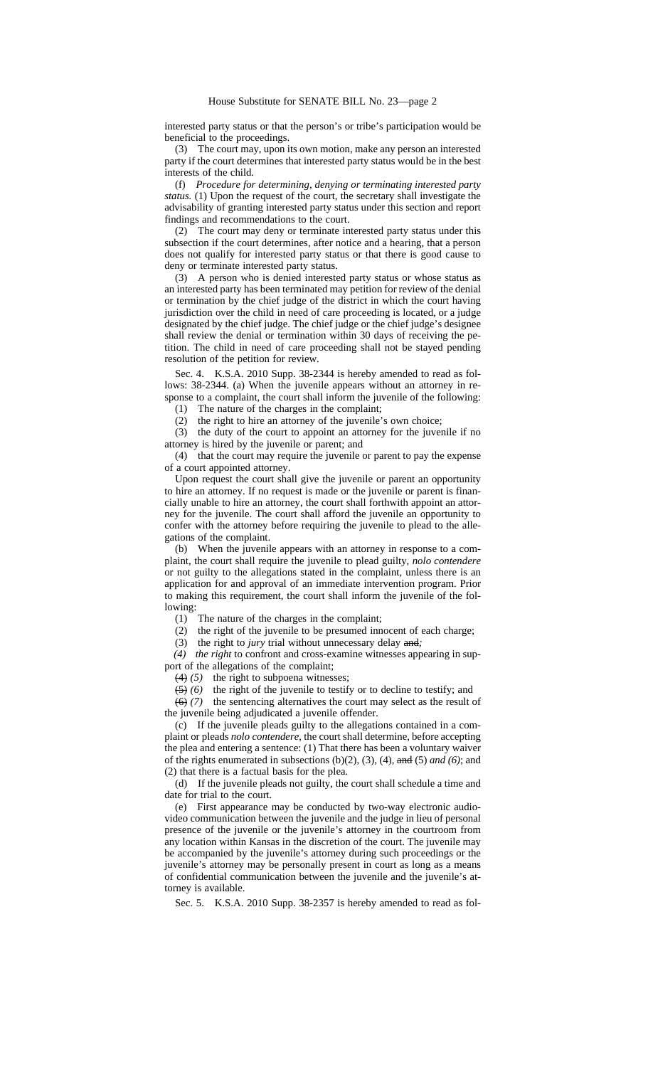interested party status or that the person's or tribe's participation would be beneficial to the proceedings.

(3) The court may, upon its own motion, make any person an interested party if the court determines that interested party status would be in the best interests of the child.

(f) *Procedure for determining, denying or terminating interested party status.* (1) Upon the request of the court, the secretary shall investigate the advisability of granting interested party status under this section and report findings and recommendations to the court.

(2) The court may deny or terminate interested party status under this subsection if the court determines, after notice and a hearing, that a person does not qualify for interested party status or that there is good cause to deny or terminate interested party status.

(3) A person who is denied interested party status or whose status as an interested party has been terminated may petition for review of the denial or termination by the chief judge of the district in which the court having jurisdiction over the child in need of care proceeding is located, or a judge designated by the chief judge. The chief judge or the chief judge's designee shall review the denial or termination within 30 days of receiving the petition. The child in need of care proceeding shall not be stayed pending resolution of the petition for review.

Sec. 4. K.S.A. 2010 Supp. 38-2344 is hereby amended to read as follows: 38-2344. (a) When the juvenile appears without an attorney in response to a complaint, the court shall inform the juvenile of the following:

(1) The nature of the charges in the complaint;

(2) the right to hire an attorney of the juvenile's own choice;

(3) the duty of the court to appoint an attorney for the juvenile if no attorney is hired by the juvenile or parent; and

(4) that the court may require the juvenile or parent to pay the expense of a court appointed attorney.

Upon request the court shall give the juvenile or parent an opportunity to hire an attorney. If no request is made or the juvenile or parent is financially unable to hire an attorney, the court shall forthwith appoint an attorney for the juvenile. The court shall afford the juvenile an opportunity to confer with the attorney before requiring the juvenile to plead to the allegations of the complaint.

(b) When the juvenile appears with an attorney in response to a complaint, the court shall require the juvenile to plead guilty, *nolo contendere* or not guilty to the allegations stated in the complaint, unless there is an application for and approval of an immediate intervention program. Prior to making this requirement, the court shall inform the juvenile of the following:

(1) The nature of the charges in the complaint;

(2) the right of the juvenile to be presumed innocent of each charge;

(3) the right to *jury* trial without unnecessary delay ~~and~~*;*

*(4) the right* to confront and cross-examine witnesses appearing in support of the allegations of the complaint;

~~(4)~~ *(5)* the right to subpoena witnesses;

~~(5)~~ *(6)* the right of the juvenile to testify or to decline to testify; and

~~(6)~~ *(7)* the sentencing alternatives the court may select as the result of the juvenile being adjudicated a juvenile offender.

(c) If the juvenile pleads guilty to the allegations contained in a complaint or pleads *nolo contendere*, the court shall determine, before accepting the plea and entering a sentence: (1) That there has been a voluntary waiver of the rights enumerated in subsections (b)(2), (3), (4), ~~and~~ (5) *and (6)*; and (2) that there is a factual basis for the plea.

(d) If the juvenile pleads not guilty, the court shall schedule a time and date for trial to the court.

(e) First appearance may be conducted by two-way electronic audio-video communication between the juvenile and the judge in lieu of personal presence of the juvenile or the juvenile's attorney in the courtroom from any location within Kansas in the discretion of the court. The juvenile may be accompanied by the juvenile's attorney during such proceedings or the juvenile's attorney may be personally present in court as long as a means of confidential communication between the juvenile and the juvenile's attorney is available.

Sec. 5. K.S.A. 2010 Supp. 38-2357 is hereby amended to read as fol-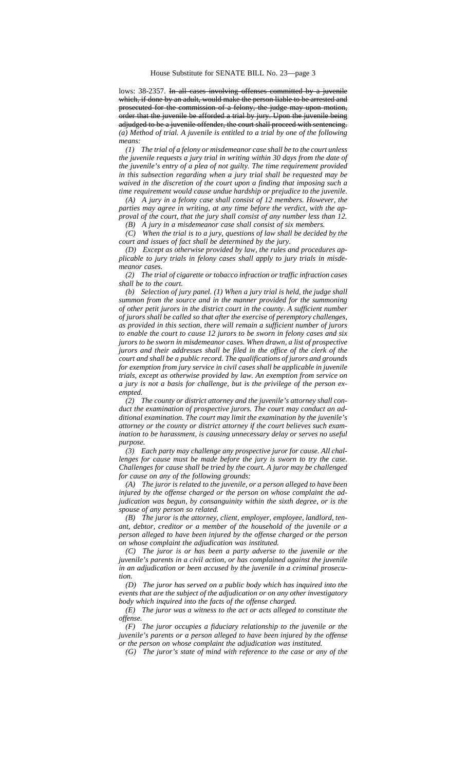lows: 38-2357. ~~In all cases involving offenses committed by a juvenile which, if done by an adult, would make the person liable to be arrested and prosecuted for the commission of a felony, the judge may upon motion, order that the juvenile be afforded a trial by jury. Upon the juvenile being adjudged to be a juvenile offender, the court shall proceed with sentencing.~~ *(a) Method of trial. A juvenile is entitled to a trial by one of the following means:*

*(1) The trial of a felony or misdemeanor case shall be to the court unless the juvenile requests a jury trial in writing within 30 days from the date of the juvenile's entry of a plea of not guilty. The time requirement provided in this subsection regarding when a jury trial shall be requested may be waived in the discretion of the court upon a finding that imposing such a time requirement would cause undue hardship or prejudice to the juvenile.*

*(A) A jury in a felony case shall consist of 12 members. However, the parties may agree in writing, at any time before the verdict, with the approval of the court, that the jury shall consist of any number less than 12.*

*(B) A jury in a misdemeanor case shall consist of six members.*

*(C) When the trial is to a jury, questions of law shall be decided by the court and issues of fact shall be determined by the jury.*

*(D) Except as otherwise provided by law, the rules and procedures applicable to jury trials in felony cases shall apply to jury trials in misdemeanor cases.*

*(2) The trial of cigarette or tobacco infraction or traffic infraction cases shall be to the court.*

*(b) Selection of jury panel. (1) When a jury trial is held, the judge shall summon from the source and in the manner provided for the summoning of other petit jurors in the district court in the county. A sufficient number of jurors shall be called so that after the exercise of peremptory challenges, as provided in this section, there will remain a sufficient number of jurors to enable the court to cause 12 jurors to be sworn in felony cases and six jurors to be sworn in misdemeanor cases. When drawn, a list of prospective jurors and their addresses shall be filed in the office of the clerk of the court and shall be a public record. The qualifications of jurors and grounds for exemption from jury service in civil cases shall be applicable in juvenile trials, except as otherwise provided by law. An exemption from service on a jury is not a basis for challenge, but is the privilege of the person exempted.*

*(2) The county or district attorney and the juvenile's attorney shall conduct the examination of prospective jurors. The court may conduct an additional examination. The court may limit the examination by the juvenile's attorney or the county or district attorney if the court believes such examination to be harassment, is causing unnecessary delay or serves no useful purpose.*

*(3) Each party may challenge any prospective juror for cause. All challenges for cause must be made before the jury is sworn to try the case. Challenges for cause shall be tried by the court. A juror may be challenged for cause on any of the following grounds:*

*(A) The juror is related to the juvenile, or a person alleged to have been injured by the offense charged or the person on whose complaint the adjudication was begun, by consanguinity within the sixth degree, or is the spouse of any person so related.*

*(B) The juror is the attorney, client, employer, employee, landlord, tenant, debtor, creditor or a member of the household of the juvenile or a person alleged to have been injured by the offense charged or the person on whose complaint the adjudication was instituted.*

*(C) The juror is or has been a party adverse to the juvenile or the juvenile's parents in a civil action, or has complained against the juvenile in an adjudication or been accused by the juvenile in a criminal prosecution.*

*(D) The juror has served on a public body which has inquired into the events that are the subject of the adjudication or on any other investigatory body which inquired into the facts of the offense charged.*

*(E) The juror was a witness to the act or acts alleged to constitute the offense.*

*(F) The juror occupies a fiduciary relationship to the juvenile or the juvenile's parents or a person alleged to have been injured by the offense or the person on whose complaint the adjudication was instituted.*

*(G) The juror's state of mind with reference to the case or any of the*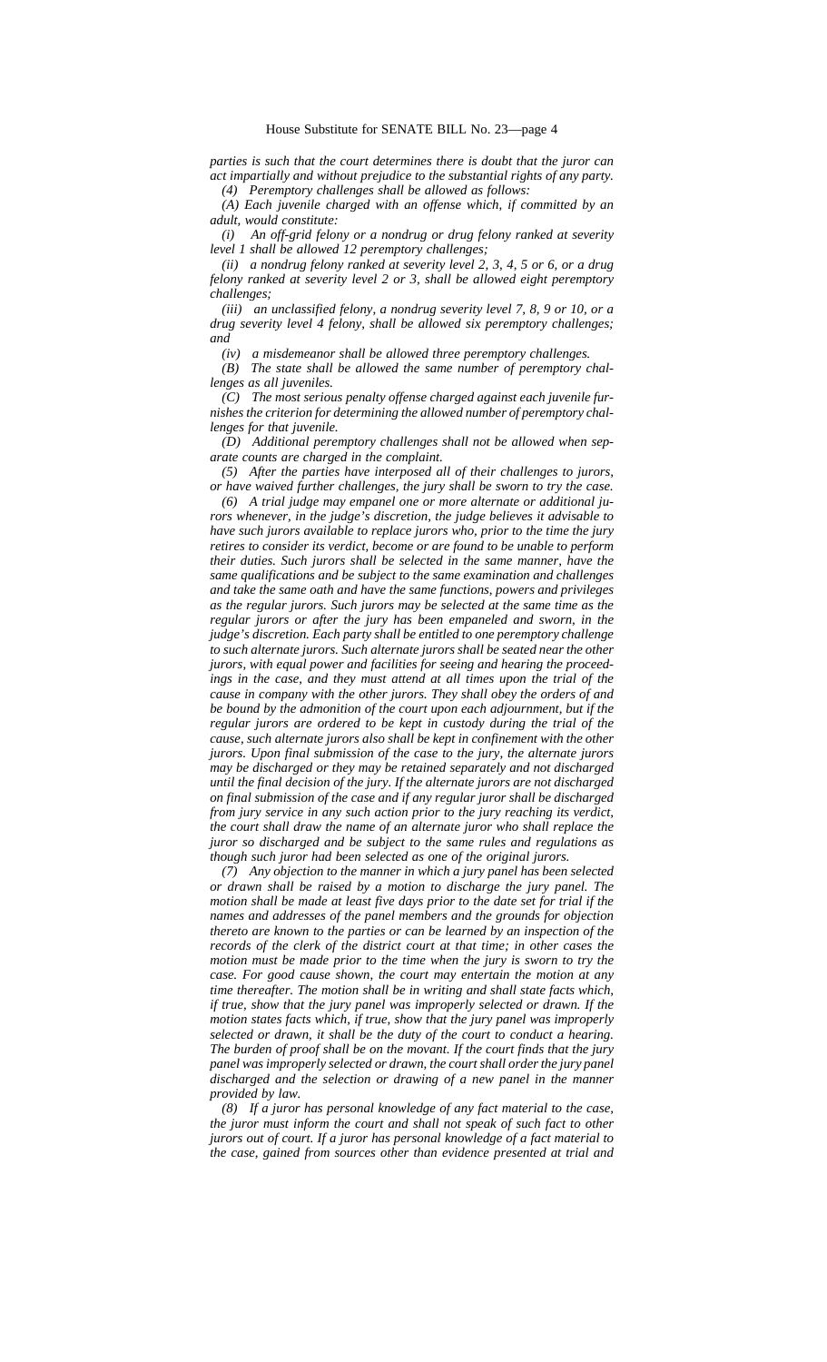*parties is such that the court determines there is doubt that the juror can act impartially and without prejudice to the substantial rights of any party.*

*(4) Peremptory challenges shall be allowed as follows:*

*(A) Each juvenile charged with an offense which, if committed by an adult, would constitute:*

*(i) An off-grid felony or a nondrug or drug felony ranked at severity level 1 shall be allowed 12 peremptory challenges;*

*(ii) a nondrug felony ranked at severity level 2, 3, 4, 5 or 6, or a drug felony ranked at severity level 2 or 3, shall be allowed eight peremptory challenges;*

*(iii) an unclassified felony, a nondrug severity level 7, 8, 9 or 10, or a drug severity level 4 felony, shall be allowed six peremptory challenges; and*

*(iv) a misdemeanor shall be allowed three peremptory challenges.*

*(B) The state shall be allowed the same number of peremptory challenges as all juveniles.*

*(C) The most serious penalty offense charged against each juvenile furnishes the criterion for determining the allowed number of peremptory challenges for that juvenile.*

*(D) Additional peremptory challenges shall not be allowed when separate counts are charged in the complaint.*

*(5) After the parties have interposed all of their challenges to jurors, or have waived further challenges, the jury shall be sworn to try the case.*

*(6) A trial judge may empanel one or more alternate or additional jurors whenever, in the judge's discretion, the judge believes it advisable to have such jurors available to replace jurors who, prior to the time the jury retires to consider its verdict, become or are found to be unable to perform their duties. Such jurors shall be selected in the same manner, have the same qualifications and be subject to the same examination and challenges and take the same oath and have the same functions, powers and privileges as the regular jurors. Such jurors may be selected at the same time as the regular jurors or after the jury has been empaneled and sworn, in the judge's discretion. Each party shall be entitled to one peremptory challenge to such alternate jurors. Such alternate jurors shall be seated near the other jurors, with equal power and facilities for seeing and hearing the proceedings in the case, and they must attend at all times upon the trial of the cause in company with the other jurors. They shall obey the orders of and be bound by the admonition of the court upon each adjournment, but if the regular jurors are ordered to be kept in custody during the trial of the cause, such alternate jurors also shall be kept in confinement with the other jurors. Upon final submission of the case to the jury, the alternate jurors may be discharged or they may be retained separately and not discharged until the final decision of the jury. If the alternate jurors are not discharged on final submission of the case and if any regular juror shall be discharged from jury service in any such action prior to the jury reaching its verdict, the court shall draw the name of an alternate juror who shall replace the juror so discharged and be subject to the same rules and regulations as though such juror had been selected as one of the original jurors.*

*(7) Any objection to the manner in which a jury panel has been selected or drawn shall be raised by a motion to discharge the jury panel. The motion shall be made at least five days prior to the date set for trial if the names and addresses of the panel members and the grounds for objection thereto are known to the parties or can be learned by an inspection of the records of the clerk of the district court at that time; in other cases the motion must be made prior to the time when the jury is sworn to try the case. For good cause shown, the court may entertain the motion at any time thereafter. The motion shall be in writing and shall state facts which, if true, show that the jury panel was improperly selected or drawn. If the motion states facts which, if true, show that the jury panel was improperly selected or drawn, it shall be the duty of the court to conduct a hearing. The burden of proof shall be on the movant. If the court finds that the jury panel was improperly selected or drawn, the court shall order the jury panel discharged and the selection or drawing of a new panel in the manner provided by law.*

*(8) If a juror has personal knowledge of any fact material to the case, the juror must inform the court and shall not speak of such fact to other jurors out of court. If a juror has personal knowledge of a fact material to the case, gained from sources other than evidence presented at trial and*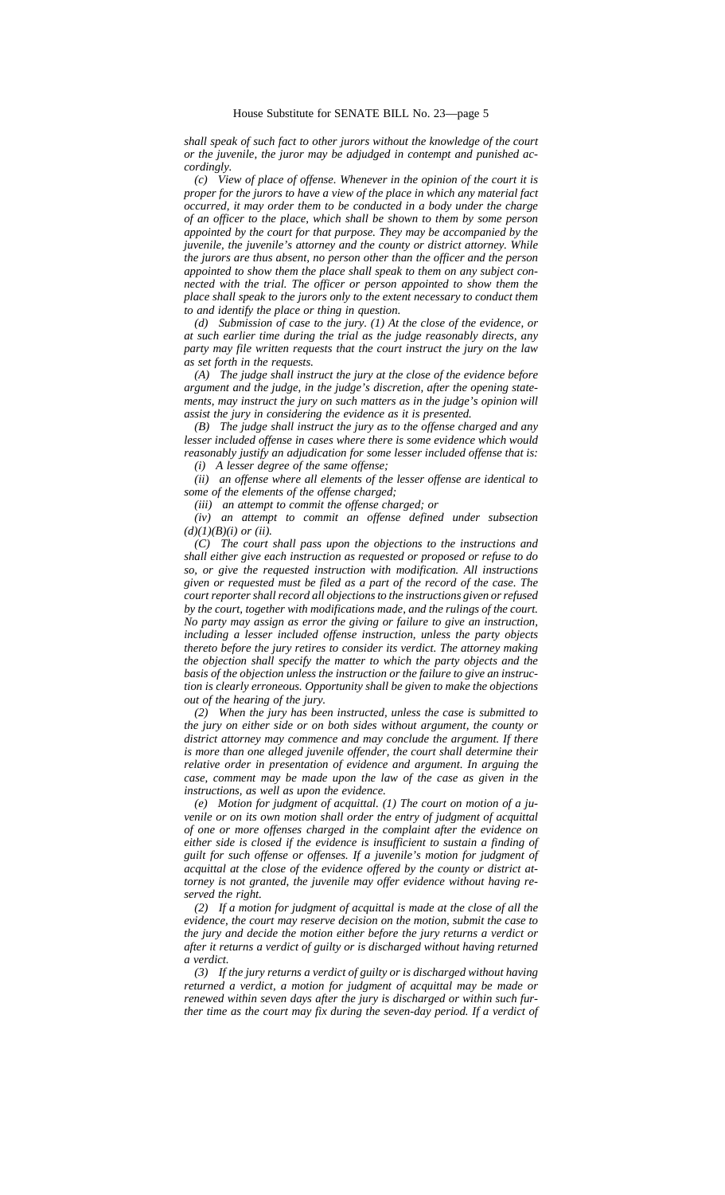*shall speak of such fact to other jurors without the knowledge of the court or the juvenile, the juror may be adjudged in contempt and punished accordingly.*

*(c) View of place of offense. Whenever in the opinion of the court it is proper for the jurors to have a view of the place in which any material fact occurred, it may order them to be conducted in a body under the charge of an officer to the place, which shall be shown to them by some person appointed by the court for that purpose. They may be accompanied by the juvenile, the juvenile's attorney and the county or district attorney. While the jurors are thus absent, no person other than the officer and the person appointed to show them the place shall speak to them on any subject connected with the trial. The officer or person appointed to show them the place shall speak to the jurors only to the extent necessary to conduct them to and identify the place or thing in question.*

*(d) Submission of case to the jury. (1) At the close of the evidence, or at such earlier time during the trial as the judge reasonably directs, any party may file written requests that the court instruct the jury on the law as set forth in the requests.*

*(A) The judge shall instruct the jury at the close of the evidence before argument and the judge, in the judge's discretion, after the opening statements, may instruct the jury on such matters as in the judge's opinion will assist the jury in considering the evidence as it is presented.*

*(B) The judge shall instruct the jury as to the offense charged and any lesser included offense in cases where there is some evidence which would reasonably justify an adjudication for some lesser included offense that is:*

*(i) A lesser degree of the same offense;*

*(ii) an offense where all elements of the lesser offense are identical to some of the elements of the offense charged;*

*(iii) an attempt to commit the offense charged; or*

*(iv) an attempt to commit an offense defined under subsection (d)(1)(B)(i) or (ii).*

*(C) The court shall pass upon the objections to the instructions and shall either give each instruction as requested or proposed or refuse to do so, or give the requested instruction with modification. All instructions given or requested must be filed as a part of the record of the case. The court reporter shall record all objections to the instructions given or refused by the court, together with modifications made, and the rulings of the court. No party may assign as error the giving or failure to give an instruction, including a lesser included offense instruction, unless the party objects thereto before the jury retires to consider its verdict. The attorney making the objection shall specify the matter to which the party objects and the basis of the objection unless the instruction or the failure to give an instruction is clearly erroneous. Opportunity shall be given to make the objections out of the hearing of the jury.*

*(2) When the jury has been instructed, unless the case is submitted to the jury on either side or on both sides without argument, the county or district attorney may commence and may conclude the argument. If there is more than one alleged juvenile offender, the court shall determine their relative order in presentation of evidence and argument. In arguing the case, comment may be made upon the law of the case as given in the instructions, as well as upon the evidence.*

*(e) Motion for judgment of acquittal. (1) The court on motion of a juvenile or on its own motion shall order the entry of judgment of acquittal of one or more offenses charged in the complaint after the evidence on either side is closed if the evidence is insufficient to sustain a finding of guilt for such offense or offenses. If a juvenile's motion for judgment of acquittal at the close of the evidence offered by the county or district attorney is not granted, the juvenile may offer evidence without having reserved the right.*

*(2) If a motion for judgment of acquittal is made at the close of all the evidence, the court may reserve decision on the motion, submit the case to the jury and decide the motion either before the jury returns a verdict or after it returns a verdict of guilty or is discharged without having returned a verdict.*

*(3) If the jury returns a verdict of guilty or is discharged without having returned a verdict, a motion for judgment of acquittal may be made or renewed within seven days after the jury is discharged or within such further time as the court may fix during the seven-day period. If a verdict of*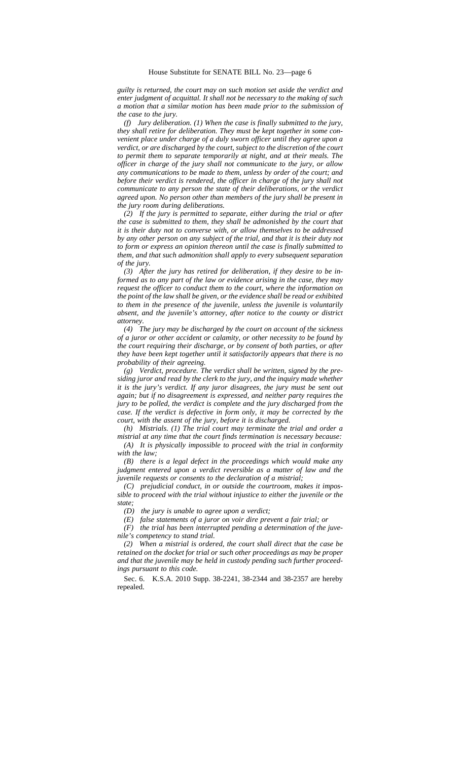*guilty is returned, the court may on such motion set aside the verdict and enter judgment of acquittal. It shall not be necessary to the making of such a motion that a similar motion has been made prior to the submission of the case to the jury.*

*(f) Jury deliberation. (1) When the case is finally submitted to the jury, they shall retire for deliberation. They must be kept together in some convenient place under charge of a duly sworn officer until they agree upon a verdict, or are discharged by the court, subject to the discretion of the court to permit them to separate temporarily at night, and at their meals. The officer in charge of the jury shall not communicate to the jury, or allow any communications to be made to them, unless by order of the court; and before their verdict is rendered, the officer in charge of the jury shall not communicate to any person the state of their deliberations, or the verdict agreed upon. No person other than members of the jury shall be present in the jury room during deliberations.*

*(2) If the jury is permitted to separate, either during the trial or after the case is submitted to them, they shall be admonished by the court that it is their duty not to converse with, or allow themselves to be addressed by any other person on any subject of the trial, and that it is their duty not to form or express an opinion thereon until the case is finally submitted to them, and that such admonition shall apply to every subsequent separation of the jury.*

*(3) After the jury has retired for deliberation, if they desire to be informed as to any part of the law or evidence arising in the case, they may request the officer to conduct them to the court, where the information on the point of the law shall be given, or the evidence shall be read or exhibited to them in the presence of the juvenile, unless the juvenile is voluntarily absent, and the juvenile's attorney, after notice to the county or district attorney.*

*(4) The jury may be discharged by the court on account of the sickness of a juror or other accident or calamity, or other necessity to be found by the court requiring their discharge, or by consent of both parties, or after they have been kept together until it satisfactorily appears that there is no probability of their agreeing.*

*(g) Verdict, procedure. The verdict shall be written, signed by the presiding juror and read by the clerk to the jury, and the inquiry made whether it is the jury's verdict. If any juror disagrees, the jury must be sent out again; but if no disagreement is expressed, and neither party requires the jury to be polled, the verdict is complete and the jury discharged from the case. If the verdict is defective in form only, it may be corrected by the court, with the assent of the jury, before it is discharged.*

*(h) Mistrials. (1) The trial court may terminate the trial and order a mistrial at any time that the court finds termination is necessary because:*

*(A) It is physically impossible to proceed with the trial in conformity with the law;*

*(B) there is a legal defect in the proceedings which would make any judgment entered upon a verdict reversible as a matter of law and the juvenile requests or consents to the declaration of a mistrial;*

*(C) prejudicial conduct, in or outside the courtroom, makes it impossible to proceed with the trial without injustice to either the juvenile or the state;*

*(D) the jury is unable to agree upon a verdict;*

*(E) false statements of a juror on voir dire prevent a fair trial; or*

*(F) the trial has been interrupted pending a determination of the juvenile's competency to stand trial.*

*(2) When a mistrial is ordered, the court shall direct that the case be retained on the docket for trial or such other proceedings as may be proper and that the juvenile may be held in custody pending such further proceedings pursuant to this code.*

Sec. 6. K.S.A. 2010 Supp. 38-2241, 38-2344 and 38-2357 are hereby repealed.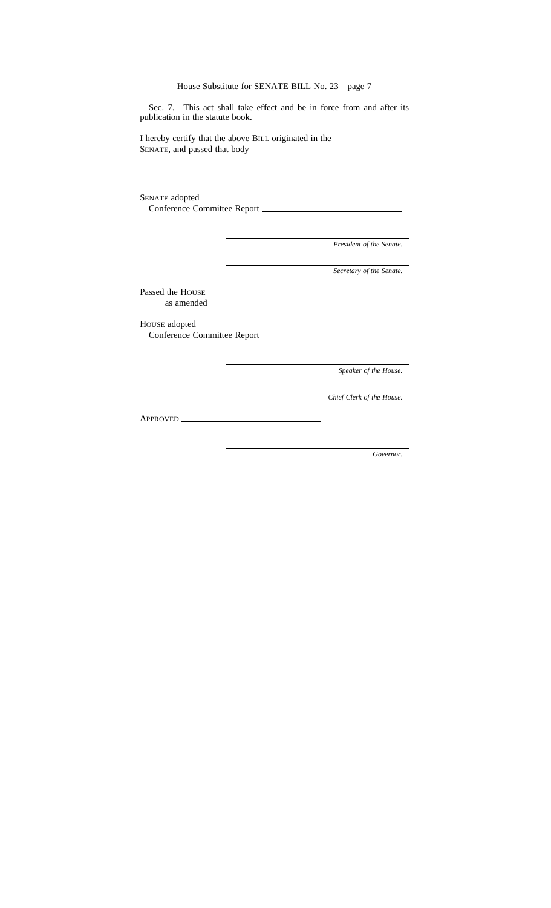Sec. 7. This act shall take effect and be in force from and after its publication in the statute book.

I hereby certify that the above BILL originated in the SENATE, and passed that body

\_\_\_\_\_\_\_\_\_\_\_\_\_\_\_\_\_\_\_\_\_\_\_\_\_\_\_\_\_\_

SENATE adopted
Conference Committee Report \_\_\_\_\_\_\_\_\_\_\_\_\_\_\_\_\_\_\_\_\_\_\_\_

\_\_\_\_\_\_\_\_\_\_\_\_\_\_\_\_\_\_\_\_\_\_\_\_\_\_\_\_\_\_
*President of the Senate.*

\_\_\_\_\_\_\_\_\_\_\_\_\_\_\_\_\_\_\_\_\_\_\_\_\_\_\_\_\_\_
*Secretary of the Senate.*

Passed the HOUSE
as amended \_\_\_\_\_\_\_\_\_\_\_\_\_\_\_\_\_\_\_\_\_\_\_\_

HOUSE adopted
Conference Committee Report \_\_\_\_\_\_\_\_\_\_\_\_\_\_\_\_\_\_\_\_\_\_\_\_

\_\_\_\_\_\_\_\_\_\_\_\_\_\_\_\_\_\_\_\_\_\_\_\_\_\_\_\_\_\_
*Speaker of the House.*

\_\_\_\_\_\_\_\_\_\_\_\_\_\_\_\_\_\_\_\_\_\_\_\_\_\_\_\_\_\_
*Chief Clerk of the House.*

APPROVED \_\_\_\_\_\_\_\_\_\_\_\_\_\_\_\_\_\_\_\_\_\_\_\_

\_\_\_\_\_\_\_\_\_\_\_\_\_\_\_\_\_\_\_\_\_\_\_\_\_\_\_\_\_\_
*Governor.*